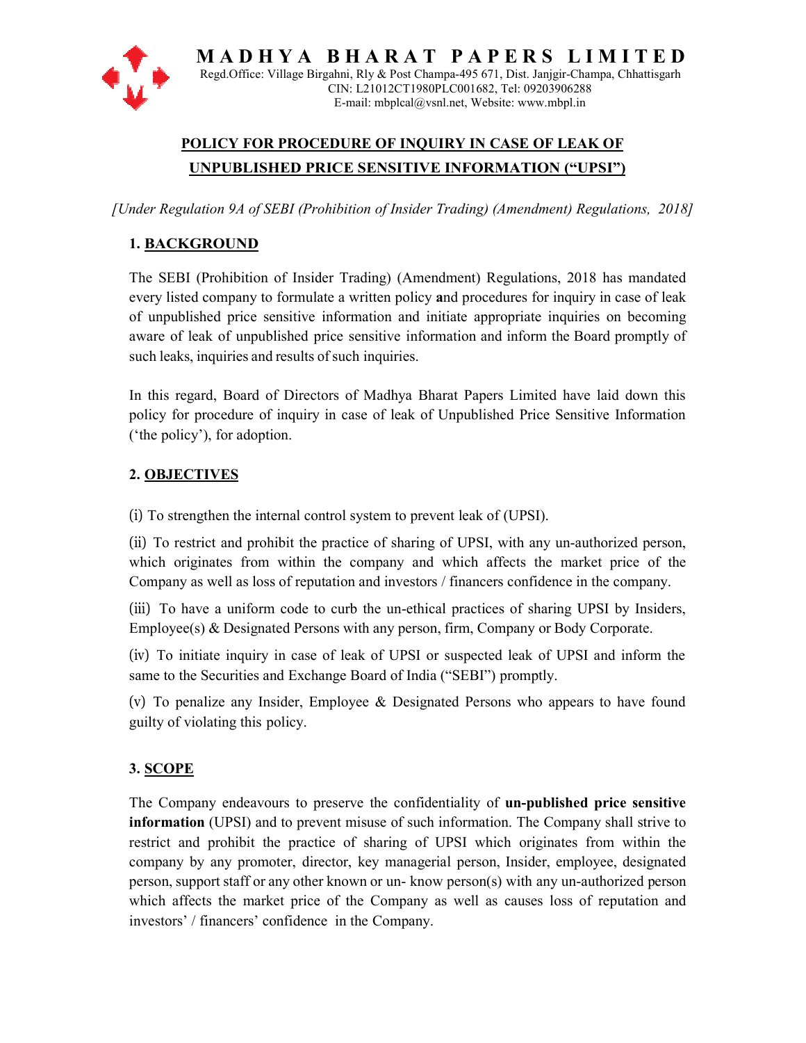# MADHYA BHARAT PAPERS LIMITED

Regd.Office: Village Birgahni, Rly & Post Champa-495 671, Dist. Janjgir-Champa, Chhattisgarh
CIN: L21012CT1980PLC001682, Tel: 09203906288
E-mail: mbplcal@vsnl.net, Website: www.mbpl.in

## POLICY FOR PROCEDURE OF INQUIRY IN CASE OF LEAK OF UNPUBLISHED PRICE SENSITIVE INFORMATION ("UPSI")

*[Under Regulation 9A of SEBI (Prohibition of Insider Trading) (Amendment) Regulations, 2018]*

### 1. BACKGROUND

The SEBI (Prohibition of Insider Trading) (Amendment) Regulations, 2018 has mandated every listed company to formulate a written policy **a**nd procedures for inquiry in case of leak of unpublished price sensitive information and initiate appropriate inquiries on becoming aware of leak of unpublished price sensitive information and inform the Board promptly of such leaks, inquiries and results of such inquiries.

In this regard, Board of Directors of Madhya Bharat Papers Limited have laid down this policy for procedure of inquiry in case of leak of Unpublished Price Sensitive Information ('the policy'), for adoption.

### 2. OBJECTIVES

(i) To strengthen the internal control system to prevent leak of (UPSI).

(ii) To restrict and prohibit the practice of sharing of UPSI, with any un-authorized person, which originates from within the company and which affects the market price of the Company as well as loss of reputation and investors / financers confidence in the company.

(iii) To have a uniform code to curb the un-ethical practices of sharing UPSI by Insiders, Employee(s) & Designated Persons with any person, firm, Company or Body Corporate.

(iv) To initiate inquiry in case of leak of UPSI or suspected leak of UPSI and inform the same to the Securities and Exchange Board of India ("SEBI") promptly.

(v) To penalize any Insider, Employee & Designated Persons who appears to have found guilty of violating this policy.

### 3. SCOPE

The Company endeavours to preserve the confidentiality of **un-published price sensitive information** (UPSI) and to prevent misuse of such information. The Company shall strive to restrict and prohibit the practice of sharing of UPSI which originates from within the company by any promoter, director, key managerial person, Insider, employee, designated person, support staff or any other known or un- know person(s) with any un-authorized person which affects the market price of the Company as well as causes loss of reputation and investors' / financers' confidence in the Company.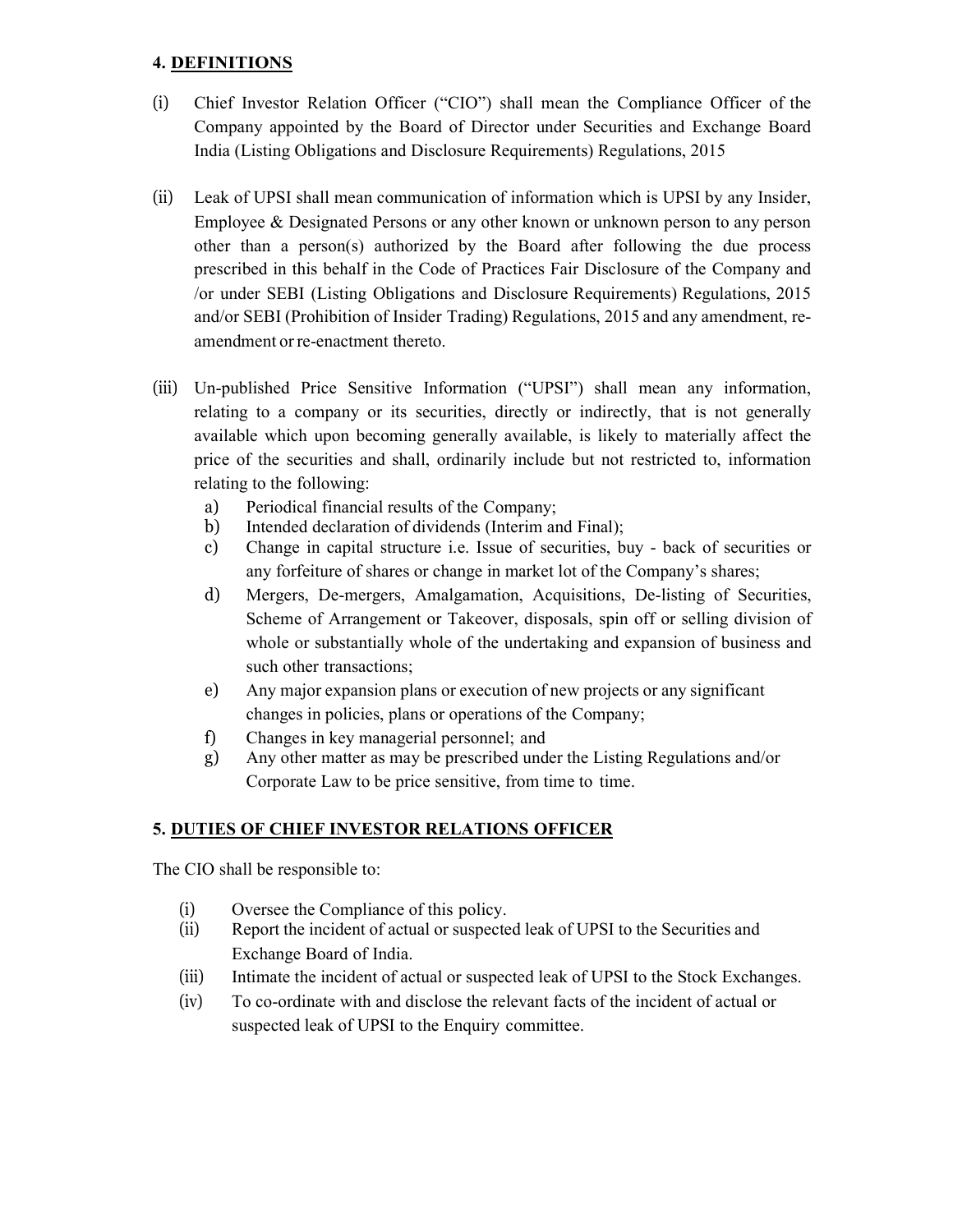## 4. DEFINITIONS

(i) Chief Investor Relation Officer ("CIO") shall mean the Compliance Officer of the Company appointed by the Board of Director under Securities and Exchange Board India (Listing Obligations and Disclosure Requirements) Regulations, 2015

(ii) Leak of UPSI shall mean communication of information which is UPSI by any Insider, Employee & Designated Persons or any other known or unknown person to any person other than a person(s) authorized by the Board after following the due process prescribed in this behalf in the Code of Practices Fair Disclosure of the Company and /or under SEBI (Listing Obligations and Disclosure Requirements) Regulations, 2015 and/or SEBI (Prohibition of Insider Trading) Regulations, 2015 and any amendment, re-amendment or re-enactment thereto.

(iii) Un-published Price Sensitive Information ("UPSI") shall mean any information, relating to a company or its securities, directly or indirectly, that is not generally available which upon becoming generally available, is likely to materially affect the price of the securities and shall, ordinarily include but not restricted to, information relating to the following:

a) Periodical financial results of the Company;
b) Intended declaration of dividends (Interim and Final);
c) Change in capital structure i.e. Issue of securities, buy - back of securities or any forfeiture of shares or change in market lot of the Company's shares;
d) Mergers, De-mergers, Amalgamation, Acquisitions, De-listing of Securities, Scheme of Arrangement or Takeover, disposals, spin off or selling division of whole or substantially whole of the undertaking and expansion of business and such other transactions;
e) Any major expansion plans or execution of new projects or any significant changes in policies, plans or operations of the Company;
f) Changes in key managerial personnel; and
g) Any other matter as may be prescribed under the Listing Regulations and/or Corporate Law to be price sensitive, from time to time.

## 5. DUTIES OF CHIEF INVESTOR RELATIONS OFFICER

The CIO shall be responsible to:

(i) Oversee the Compliance of this policy.
(ii) Report the incident of actual or suspected leak of UPSI to the Securities and Exchange Board of India.
(iii) Intimate the incident of actual or suspected leak of UPSI to the Stock Exchanges.
(iv) To co-ordinate with and disclose the relevant facts of the incident of actual or suspected leak of UPSI to the Enquiry committee.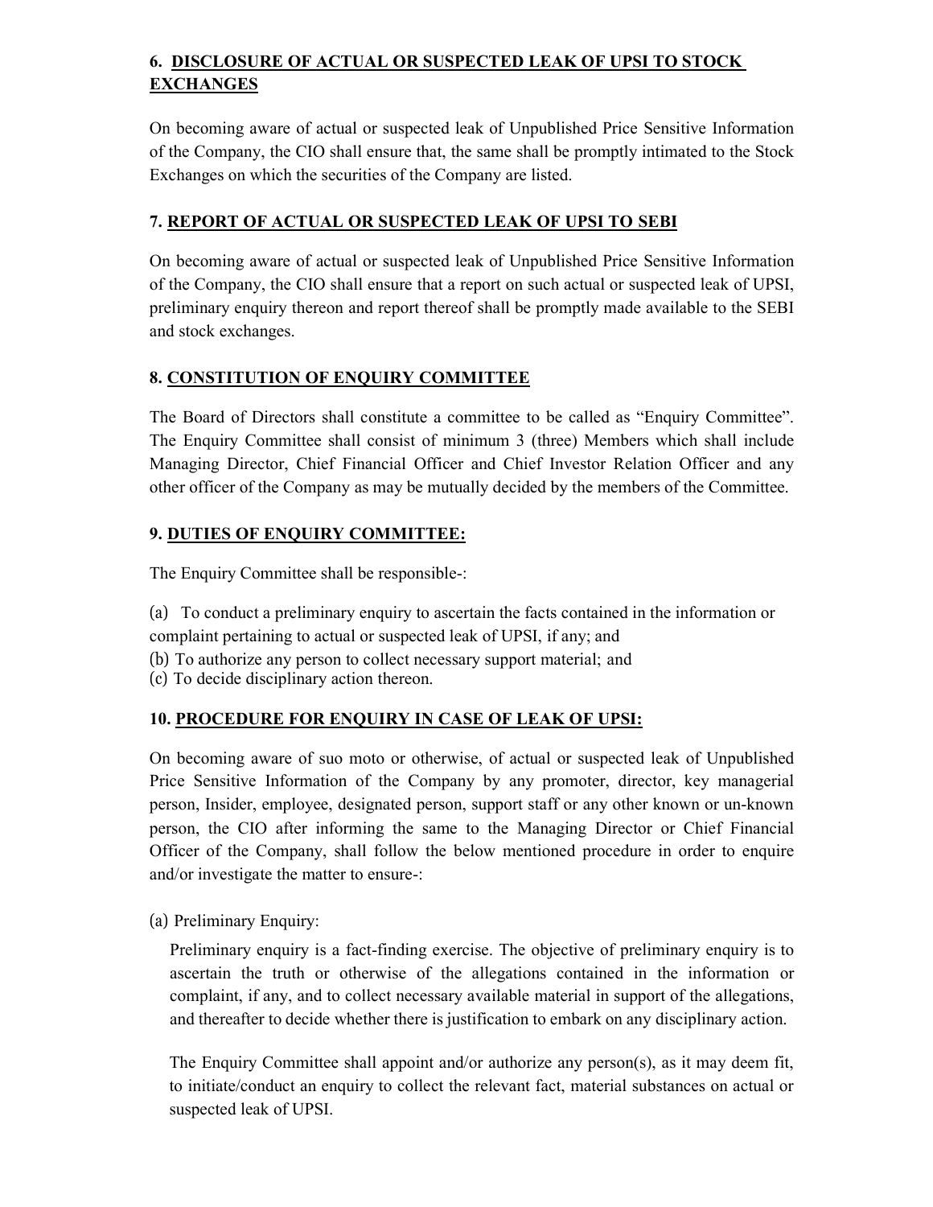## 6. DISCLOSURE OF ACTUAL OR SUSPECTED LEAK OF UPSI TO STOCK EXCHANGES

On becoming aware of actual or suspected leak of Unpublished Price Sensitive Information of the Company, the CIO shall ensure that, the same shall be promptly intimated to the Stock Exchanges on which the securities of the Company are listed.

## 7. REPORT OF ACTUAL OR SUSPECTED LEAK OF UPSI TO SEBI

On becoming aware of actual or suspected leak of Unpublished Price Sensitive Information of the Company, the CIO shall ensure that a report on such actual or suspected leak of UPSI, preliminary enquiry thereon and report thereof shall be promptly made available to the SEBI and stock exchanges.

## 8. CONSTITUTION OF ENQUIRY COMMITTEE

The Board of Directors shall constitute a committee to be called as "Enquiry Committee". The Enquiry Committee shall consist of minimum 3 (three) Members which shall include Managing Director, Chief Financial Officer and Chief Investor Relation Officer and any other officer of the Company as may be mutually decided by the members of the Committee.

## 9. DUTIES OF ENQUIRY COMMITTEE:

The Enquiry Committee shall be responsible-:

(a) To conduct a preliminary enquiry to ascertain the facts contained in the information or complaint pertaining to actual or suspected leak of UPSI, if any; and
(b) To authorize any person to collect necessary support material; and
(c) To decide disciplinary action thereon.

## 10. PROCEDURE FOR ENQUIRY IN CASE OF LEAK OF UPSI:

On becoming aware of suo moto or otherwise, of actual or suspected leak of Unpublished Price Sensitive Information of the Company by any promoter, director, key managerial person, Insider, employee, designated person, support staff or any other known or un-known person, the CIO after informing the same to the Managing Director or Chief Financial Officer of the Company, shall follow the below mentioned procedure in order to enquire and/or investigate the matter to ensure-:

(a) Preliminary Enquiry:

Preliminary enquiry is a fact-finding exercise. The objective of preliminary enquiry is to ascertain the truth or otherwise of the allegations contained in the information or complaint, if any, and to collect necessary available material in support of the allegations, and thereafter to decide whether there is justification to embark on any disciplinary action.

The Enquiry Committee shall appoint and/or authorize any person(s), as it may deem fit, to initiate/conduct an enquiry to collect the relevant fact, material substances on actual or suspected leak of UPSI.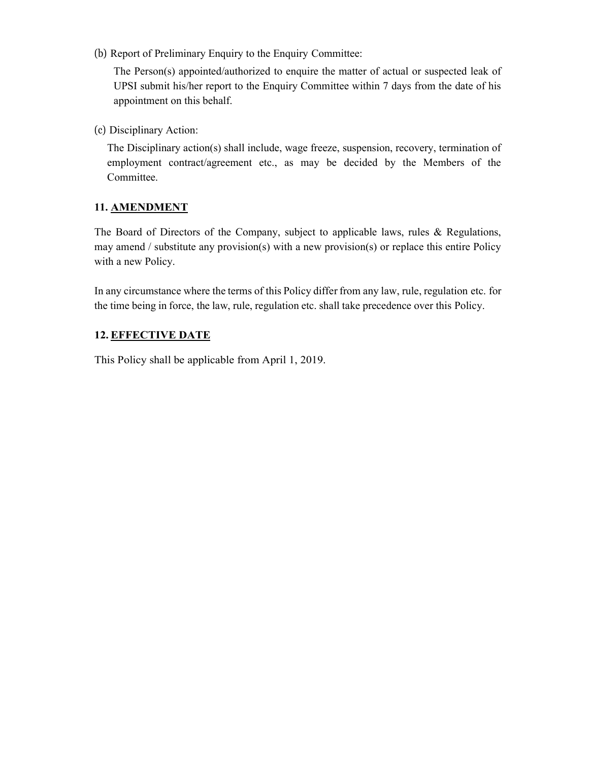(b) Report of Preliminary Enquiry to the Enquiry Committee:

The Person(s) appointed/authorized to enquire the matter of actual or suspected leak of UPSI submit his/her report to the Enquiry Committee within 7 days from the date of his appointment on this behalf.

(c) Disciplinary Action:

The Disciplinary action(s) shall include, wage freeze, suspension, recovery, termination of employment contract/agreement etc., as may be decided by the Members of the Committee.

## 11. AMENDMENT

The Board of Directors of the Company, subject to applicable laws, rules & Regulations, may amend / substitute any provision(s) with a new provision(s) or replace this entire Policy with a new Policy.

In any circumstance where the terms of this Policy differ from any law, rule, regulation etc. for the time being in force, the law, rule, regulation etc. shall take precedence over this Policy.

## 12. EFFECTIVE DATE

This Policy shall be applicable from April 1, 2019.